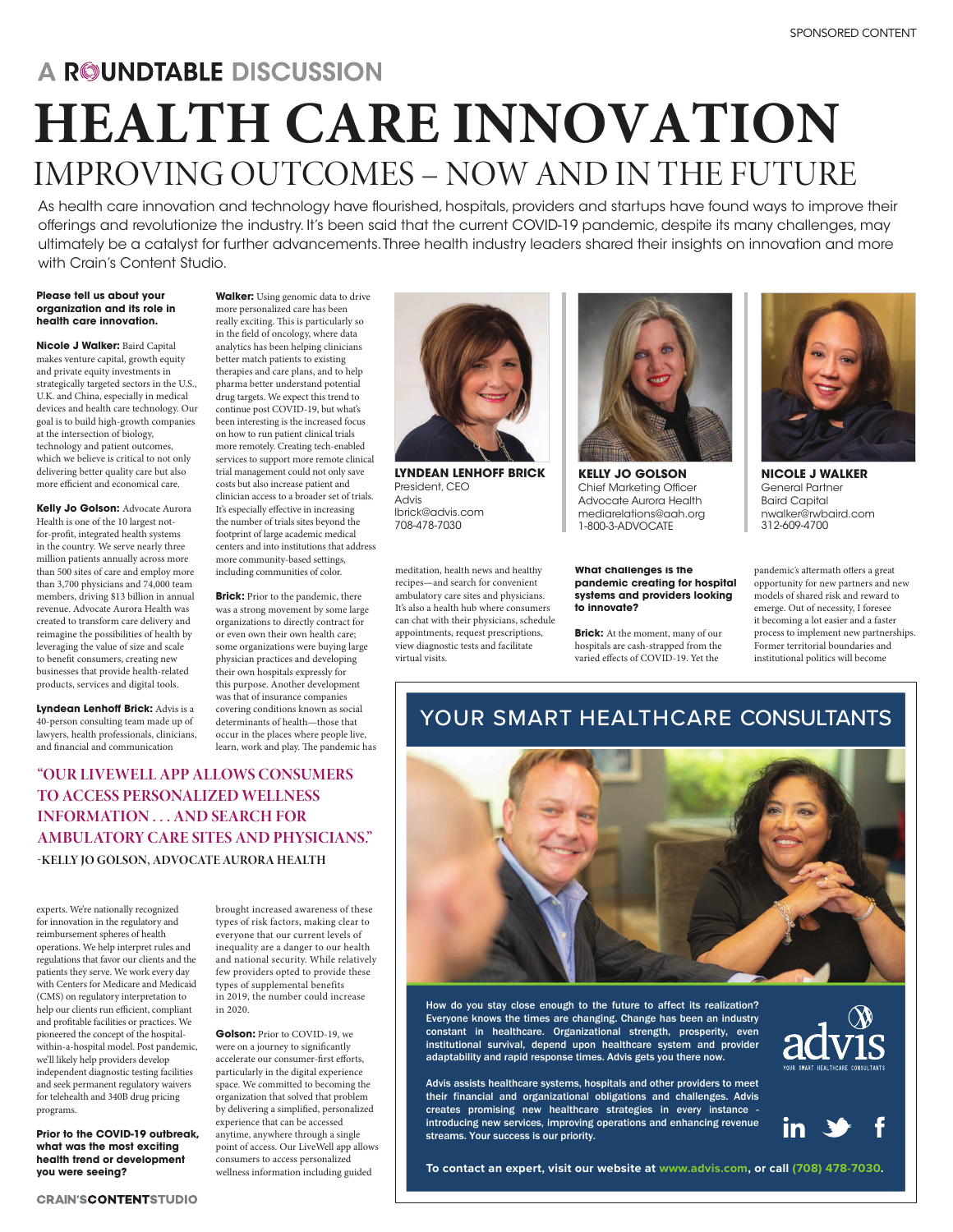SPONSORED CONTENT

A ROUNDTABLE DISCUSSION

# HEALTH CARE INNOVATION

## IMPROVING OUTCOMES – NOW AND IN THE FUTURE

As health care innovation and technology have flourished, hospitals, providers and startups have found ways to improve their offerings and revolutionize the industry. It's been said that the current COVID-19 pandemic, despite its many challenges, may ultimately be a catalyst for further advancements. Three health industry leaders shared their insights on innovation and more with Crain's Content Studio.

**LYNDEAN LENHOFF BRICK**
President, CEO
Advis
lbrick@advis.com
708-478-7030

**KELLY JO GOLSON**
Chief Marketing Officer
Advocate Aurora Health
mediarelations@aah.org
1-800-3-ADVOCATE

**NICOLE J WALKER**
General Partner
Baird Capital
nwalker@rwbaird.com
312-609-4700

**Please tell us about your organization and its role in health care innovation.**

**Nicole J Walker:** Baird Capital makes venture capital, growth equity and private equity investments in strategically targeted sectors in the U.S., U.K. and China, especially in medical devices and health care technology. Our goal is to build high-growth companies at the intersection of biology, technology and patient outcomes, which we believe is critical to not only delivering better quality care but also more efficient and economical care.

**Kelly Jo Golson:** Advocate Aurora Health is one of the 10 largest not-for-profit, integrated health systems in the country. We serve nearly three million patients annually across more than 500 sites of care and employ more than 3,700 physicians and 74,000 team members, driving $13 billion in annual revenue. Advocate Aurora Health was created to transform care delivery and reimagine the possibilities of health by leveraging the value of size and scale to benefit consumers, creating new businesses that provide health-related products, services and digital tools.

**Lyndean Lenhoff Brick:** Advis is a 40-person consulting team made up of lawyers, health professionals, clinicians, and financial and communication experts. We're nationally recognized for innovation in the regulatory and reimbursement spheres of health operations. We help interpret rules and regulations that favor our clients and the patients they serve. We work every day with Centers for Medicare and Medicaid (CMS) on regulatory interpretation to help our clients run efficient, compliant and profitable facilities or practices. We pioneered the concept of the hospital-within-a-hospital model. Post pandemic, we'll likely help providers develop independent diagnostic testing facilities and seek permanent regulatory waivers for telehealth and 340B drug pricing programs.

**Prior to the COVID-19 outbreak, what was the most exciting health trend or development you were seeing?**

**Walker:** Using genomic data to drive more personalized care has been really exciting. This is particularly so in the field of oncology, where data analytics has been helping clinicians better match patients to existing therapies and care plans, and to help pharma better understand potential drug targets. We expect this trend to continue post COVID-19, but what's been interesting is the increased focus on how to run patient clinical trials more remotely. Creating tech-enabled services to support more remote clinical trial management could not only save costs but also increase patient and clinician access to a broader set of trials. It's especially effective in increasing the number of trials sites beyond the footprint of large academic medical centers and into institutions that address more community-based settings, including communities of color.

**Brick:** Prior to the pandemic, there was a strong movement by some large organizations to directly contract for or even own their own health care; some organizations were buying large physician practices and developing their own hospitals expressly for this purpose. Another development was that of insurance companies covering conditions known as social determinants of health—those that occur in the places where people live, learn, work and play. The pandemic has brought increased awareness of these types of risk factors, making clear to everyone that our current levels of inequality are a danger to our health and national security. While relatively few providers opted to provide these types of supplemental benefits in 2019, the number could increase in 2020.

**"OUR LIVEWELL APP ALLOWS CONSUMERS TO ACCESS PERSONALIZED WELLNESS INFORMATION . . . AND SEARCH FOR AMBULATORY CARE SITES AND PHYSICIANS."**
**-KELLY JO GOLSON, ADVOCATE AURORA HEALTH**

**Golson:** Prior to COVID-19, we were on a journey to significantly accelerate our consumer-first efforts, particularly in the digital experience space. We committed to becoming the organization that solved that problem by delivering a simplified, personalized experience that can be accessed anytime, anywhere through a single point of access. Our LiveWell app allows consumers to access personalized wellness information including guided meditation, health news and healthy recipes—and search for convenient ambulatory care sites and physicians. It's also a health hub where consumers can chat with their physicians, schedule appointments, request prescriptions, view diagnostic tests and facilitate virtual visits.

**What challenges is the pandemic creating for hospital systems and providers looking to innovate?**

**Brick:** At the moment, many of our hospitals are cash-strapped from the varied effects of COVID-19. Yet the pandemic's aftermath offers a great opportunity for new partners and new models of shared risk and reward to emerge. Out of necessity, I foresee it becoming a lot easier and a faster process to implement new partnerships. Former territorial boundaries and institutional politics will become

---

## YOUR SMART HEALTHCARE CONSULTANTS

How do you stay close enough to the future to affect its realization? Everyone knows the times are changing. Change has been an industry constant in healthcare. Organizational strength, prosperity, even institutional survival, depend upon healthcare system and provider adaptability and rapid response times. Advis gets you there now.

Advis assists healthcare systems, hospitals and other providers to meet their financial and organizational obligations and challenges. Advis creates promising new healthcare strategies in every instance - introducing new services, improving operations and enhancing revenue streams. Your success is our priority.

advis — YOUR SMART HEALTHCARE CONSULTANTS

To contact an expert, visit our website at www.advis.com, or call (708) 478-7030.

CRAIN'S CONTENT STUDIO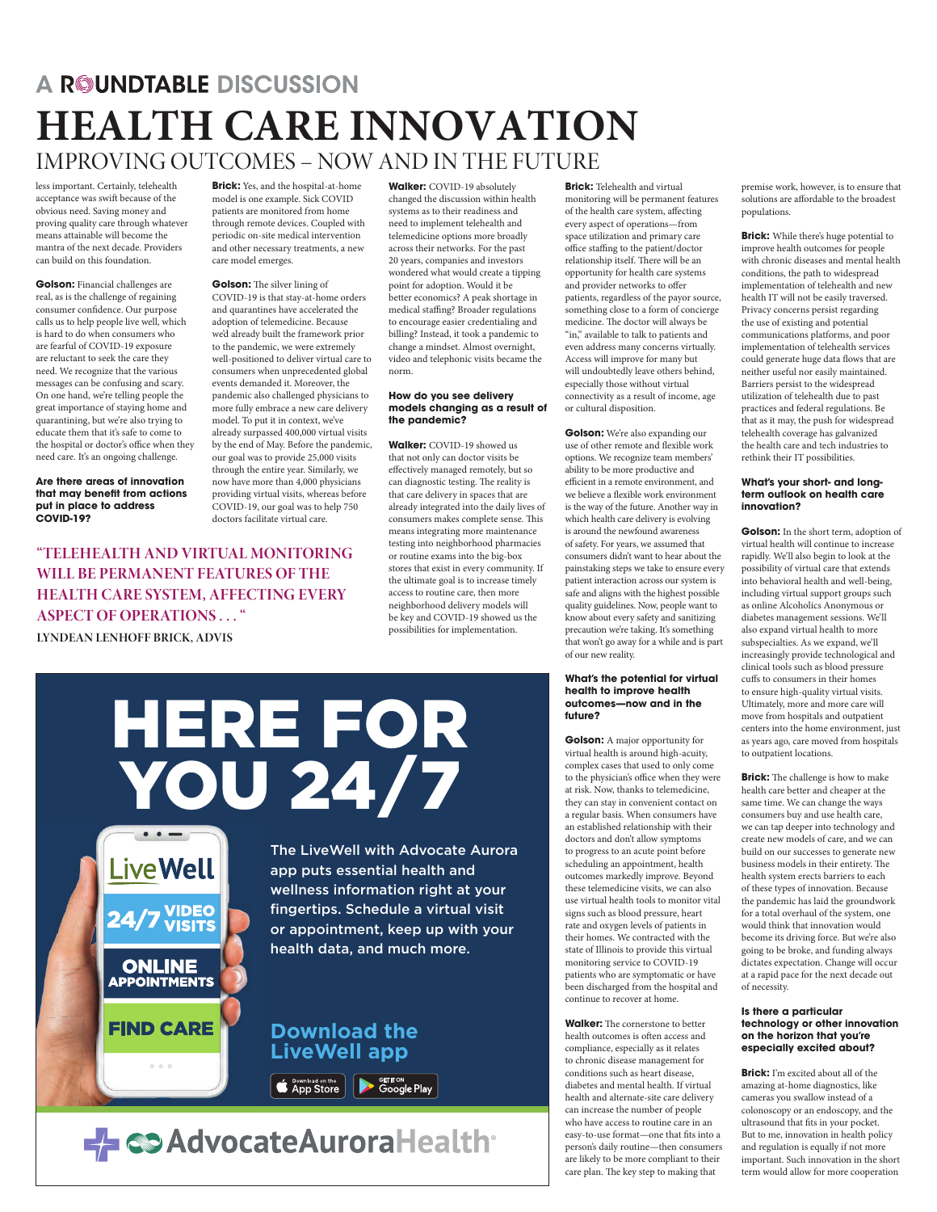# A ROUNDTABLE DISCUSSION

# HEALTH CARE INNOVATION

## IMPROVING OUTCOMES – NOW AND IN THE FUTURE

less important. Certainly, telehealth acceptance was swift because of the obvious need. Saving money and proving quality care through whatever means attainable will become the mantra of the next decade. Providers can build on this foundation.

**Golson:** Financial challenges are real, as is the challenge of regaining consumer confidence. Our purpose calls us to help people live well, which is hard to do when consumers who are fearful of COVID-19 exposure are reluctant to seek the care they need. We recognize that the various messages can be confusing and scary. On one hand, we're telling people the great importance of staying home and quarantining, but we're also trying to educate them that it's safe to come to the hospital or doctor's office when they need care. It's an ongoing challenge.

**Are there areas of innovation that may benefit from actions put in place to address COVID-19?**

**Brick:** Yes, and the hospital-at-home model is one example. Sick COVID patients are monitored from home through remote devices. Coupled with periodic on-site medical intervention and other necessary treatments, a new care model emerges.

**Golson:** The silver lining of COVID-19 is that stay-at-home orders and quarantines have accelerated the adoption of telemedicine. Because we'd already built the framework prior to the pandemic, we were extremely well-positioned to deliver virtual care to consumers when unprecedented global events demanded it. Moreover, the pandemic also challenged physicians to more fully embrace a new care delivery model. To put it in context, we've already surpassed 400,000 virtual visits by the end of May. Before the pandemic, our goal was to provide 25,000 visits through the entire year. Similarly, we now have more than 4,000 physicians providing virtual visits, whereas before COVID-19, our goal was to help 750 doctors facilitate virtual care.

**"TELEHEALTH AND VIRTUAL MONITORING WILL BE PERMANENT FEATURES OF THE HEALTH CARE SYSTEM, AFFECTING EVERY ASPECT OF OPERATIONS . . . "**
LYNDEAN LENHOFF BRICK, ADVIS

**Walker:** COVID-19 absolutely changed the discussion within health systems as to their readiness and need to implement telehealth and telemedicine options more broadly across their networks. For the past 20 years, companies and investors wondered what would create a tipping point for adoption. Would it be better economics? A peak shortage in medical staffing? Broader regulations to encourage easier credentialing and billing? Instead, it took a pandemic to change a mindset. Almost overnight, video and telephonic visits became the norm.

**How do you see delivery models changing as a result of the pandemic?**

**Walker:** COVID-19 showed us that not only can doctor visits be effectively managed remotely, but so can diagnostic testing. The reality is that care delivery in spaces that are already integrated into the daily lives of consumers makes complete sense. This means integrating more maintenance testing into neighborhood pharmacies or routine exams into the big-box stores that exist in every community. If the ultimate goal is to increase timely access to routine care, then more neighborhood delivery models will be key and COVID-19 showed us the possibilities for implementation.

**Brick:** Telehealth and virtual monitoring will be permanent features of the health care system, affecting every aspect of operations—from space utilization and primary care office staffing to the patient/doctor relationship itself. There will be an opportunity for health care systems and provider networks to offer patients, regardless of the payor source, something close to a form of concierge medicine. The doctor will always be "in," available to talk to patients and even address many concerns virtually. Access will improve for many but will undoubtedly leave others behind, especially those without virtual connectivity as a result of income, age or cultural disposition.

**Golson:** We're also expanding our use of other remote and flexible work options. We recognize team members' ability to be more productive and efficient in a remote environment, and we believe a flexible work environment is the way of the future. Another way in which health care delivery is evolving is around the newfound awareness of safety. For years, we assumed that consumers didn't want to hear about the painstaking steps we take to ensure every patient interaction across our system is safe and aligns with the highest possible quality guidelines. Now, people want to know about every safety and sanitizing precaution we're taking. It's something that won't go away for a while and is part of our new reality.

**What's the potential for virtual health to improve health outcomes—now and in the future?**

**Golson:** A major opportunity for virtual health is around high-acuity, complex cases that used to only come to the physician's office when they were at risk. Now, thanks to telemedicine, they can stay in convenient contact on a regular basis. When consumers have an established relationship with their doctors and don't allow symptoms to progress to an acute point before scheduling an appointment, health outcomes markedly improve. Beyond these telemedicine visits, we can also use virtual health tools to monitor vital signs such as blood pressure, heart rate and oxygen levels of patients in their homes. We contracted with the state of Illinois to provide this virtual monitoring service to COVID-19 patients who are symptomatic or have been discharged from the hospital and continue to recover at home.

**Walker:** The cornerstone to better health outcomes is often access and compliance, especially as it relates to chronic disease management for conditions such as heart disease, diabetes and mental health. If virtual health and alternate-site care delivery can increase the number of people who have access to routine care in an easy-to-use format—one that fits into a person's daily routine—then consumers are likely to be more compliant to their care plan. The key step to making that premise work, however, is to ensure that solutions are affordable to the broadest populations.

**Brick:** While there's huge potential to improve health outcomes for people with chronic diseases and mental health conditions, the path to widespread implementation of telehealth and new health IT will not be easily traversed. Privacy concerns persist regarding the use of existing and potential communications platforms, and poor implementation of telehealth services could generate huge data flows that are neither useful nor easily maintained. Barriers persist to the widespread utilization of telehealth due to past practices and federal regulations. Be that as it may, the push for widespread telehealth coverage has galvanized the health care and tech industries to rethink their IT possibilities.

**What's your short- and long-term outlook on health care innovation?**

**Golson:** In the short term, adoption of virtual health will continue to increase rapidly. We'll also begin to look at the possibility of virtual care that extends into behavioral health and well-being, including virtual support groups such as online Alcoholics Anonymous or diabetes management sessions. We'll also expand virtual health to more subspecialties. As we expand, we'll increasingly provide technological and clinical tools such as blood pressure cuffs to consumers in their homes to ensure high-quality virtual visits. Ultimately, more and more care will move from hospitals and outpatient centers into the home environment, just as years ago, care moved from hospitals to outpatient locations.

**Brick:** The challenge is how to make health care better and cheaper at the same time. We can change the ways consumers buy and use health care, we can tap deeper into technology and create new models of care, and we can build on our successes to generate new business models in their entirety. The health system erects barriers to each of these types of innovation. Because the pandemic has laid the groundwork for a total overhaul of the system, one would think that innovation would become its driving force. But we're also going to be broke, and funding always dictates expectation. Change will occur at a rapid pace for the next decade out of necessity.

**Is there a particular technology or other innovation on the horizon that you're especially excited about?**

**Brick:** I'm excited about all of the amazing at-home diagnostics, like cameras you swallow instead of a colonoscopy or an endoscopy, and the ultrasound that fits in your pocket. But to me, innovation in health policy and regulation is equally if not more important. Such innovation in the short term would allow for more cooperation

---

**HERE FOR YOU 24/7**

LiveWell · 24/7 VIDEO VISITS · ONLINE APPOINTMENTS · FIND CARE

The LiveWell with Advocate Aurora app puts essential health and wellness information right at your fingertips. Schedule a virtual visit or appointment, keep up with your health data, and much more.

**Download the LiveWell app**

Download on the App Store · GET IT ON Google Play

AdvocateAuroraHealth®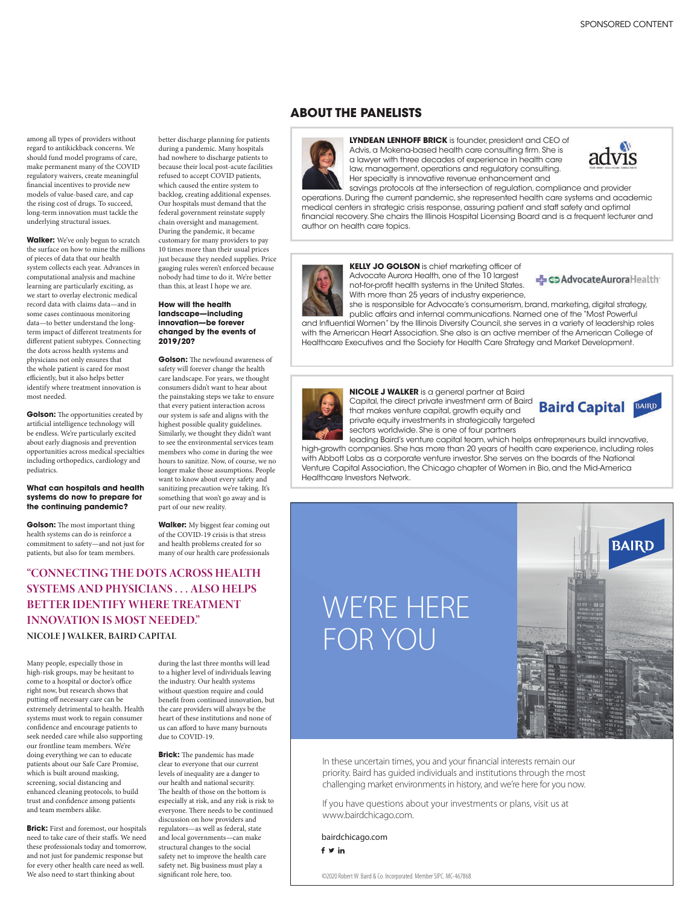among all types of providers without regard to antikickback concerns. We should fund model programs of care, make permanent many of the COVID regulatory waivers, create meaningful financial incentives to provide new models of value-based care, and cap the rising cost of drugs. To succeed, long-term innovation must tackle the underlying structural issues.

**Walker:** We've only begun to scratch the surface on how to mine the millions of pieces of data that our health system collects each year. Advances in computational analysis and machine learning are particularly exciting, as we start to overlay electronic medical record data with claims data—and in some cases continuous monitoring data—to better understand the long-term impact of different treatments for different patient subtypes. Connecting the dots across health systems and physicians not only ensures that the whole patient is cared for most efficiently, but it also helps better identify where treatment innovation is most needed.

**Golson:** The opportunities created by artificial intelligence technology will be endless. We're particularly excited about early diagnosis and prevention opportunities across medical specialties including orthopedics, cardiology and pediatrics.

**What can hospitals and health systems do now to prepare for the continuing pandemic?**

**Golson:** The most important thing health systems can do is reinforce a commitment to safety—and not just for patients, but also for team members. Many people, especially those in high-risk groups, may be hesitant to come to a hospital or doctor's office right now, but research shows that putting off necessary care can be extremely detrimental to health. Health systems must work to regain consumer confidence and encourage patients to seek needed care while also supporting our frontline team members. We're doing everything we can to educate patients about our Safe Care Promise, which is built around masking, screening, social distancing and enhanced cleaning protocols, to build trust and confidence among patients and team members alike.

**Brick:** First and foremost, our hospitals need to take care of their staffs. We need these professionals today and tomorrow, and not just for pandemic response but for every other health care need as well. We also need to start thinking about better discharge planning for patients during a pandemic. Many hospitals had nowhere to discharge patients to because their local post-acute facilities refused to accept COVID patients, which caused the entire system to backlog, creating additional expenses. Our hospitals must demand that the federal government reinstate supply chain oversight and management. During the pandemic, it became customary for many providers to pay 10 times more than their usual prices just because they needed supplies. Price gauging rules weren't enforced because nobody had time to do it. We're better than this, at least I hope we are.

**How will the health landscape—including innovation—be forever changed by the events of 2019/20?**

**Golson:** The newfound awareness of safety will forever change the health care landscape. For years, we thought consumers didn't want to hear about the painstaking steps we take to ensure that every patient interaction across our system is safe and aligns with the highest possible quality guidelines. Similarly, we thought they didn't want to see the environmental services team members who come in during the wee hours to sanitize. Now, of course, we no longer make those assumptions. People want to know about every safety and sanitizing precaution we're taking. It's something that won't go away and is part of our new reality.

**Walker:** My biggest fear coming out of the COVID-19 crisis is that stress and health problems created for so many of our health care professionals during the last three months will lead to a higher level of individuals leaving the industry. Our health systems without question require and could benefit from continued innovation, but the care providers will always be the heart of these institutions and none of us can afford to have many burnouts due to COVID-19.

**Brick:** The pandemic has made clear to everyone that our current levels of inequality are a danger to our health and national security. The health of those on the bottom is especially at risk, and any risk is risk to everyone. There needs to be continued discussion on how providers and regulators—as well as federal, state and local governments—can make structural changes to the social safety net to improve the health care safety net. Big business must play a significant role here, too.

> "CONNECTING THE DOTS ACROSS HEALTH SYSTEMS AND PHYSICIANS . . . ALSO HELPS BETTER IDENTIFY WHERE TREATMENT INNOVATION IS MOST NEEDED."
>
> NICOLE J WALKER, BAIRD CAPITAL

## ABOUT THE PANELISTS

**LYNDEAN LENHOFF BRICK** is founder, president and CEO of Advis, a Mokena-based health care consulting firm. She is a lawyer with three decades of experience in health care law, management, operations and regulatory consulting. Her specialty is innovative revenue enhancement and savings protocols at the intersection of regulation, compliance and provider operations. During the current pandemic, she represented health care systems and academic medical centers in strategic crisis response, assuring patient and staff safety and optimal financial recovery. She chairs the Illinois Hospital Licensing Board and is a frequent lecturer and author on health care topics.

**KELLY JO GOLSON** is chief marketing officer of Advocate Aurora Health, one of the 10 largest not-for-profit health systems in the United States. With more than 25 years of industry experience, she is responsible for Advocate's consumerism, brand, marketing, digital strategy, public affairs and internal communications. Named one of the "Most Powerful and Influential Women" by the Illinois Diversity Council, she serves in a variety of leadership roles with the American Heart Association. She also is an active member of the American College of Healthcare Executives and the Society for Health Care Strategy and Market Development.

**NICOLE J WALKER** is a general partner at Baird Capital, the direct private investment arm of Baird that makes venture capital, growth equity and private equity investments in strategically targeted sectors worldwide. She is one of four partners leading Baird's venture capital team, which helps entrepreneurs build innovative, high-growth companies. She has more than 20 years of health care experience, including roles with Abbott Labs as a corporate venture investor. She serves on the boards of the National Venture Capital Association, the Chicago chapter of Women in Bio, and the Mid-America Healthcare Investors Network.

WE'RE HERE FOR YOU

In these uncertain times, you and your financial interests remain our priority. Baird has guided individuals and institutions through the most challenging market environments in history, and we're here for you now.

If you have questions about your investments or plans, visit us at www.bairdchicago.com.

bairdchicago.com

©2020 Robert W. Baird & Co. Incorporated. Member SIPC. MC-467868.